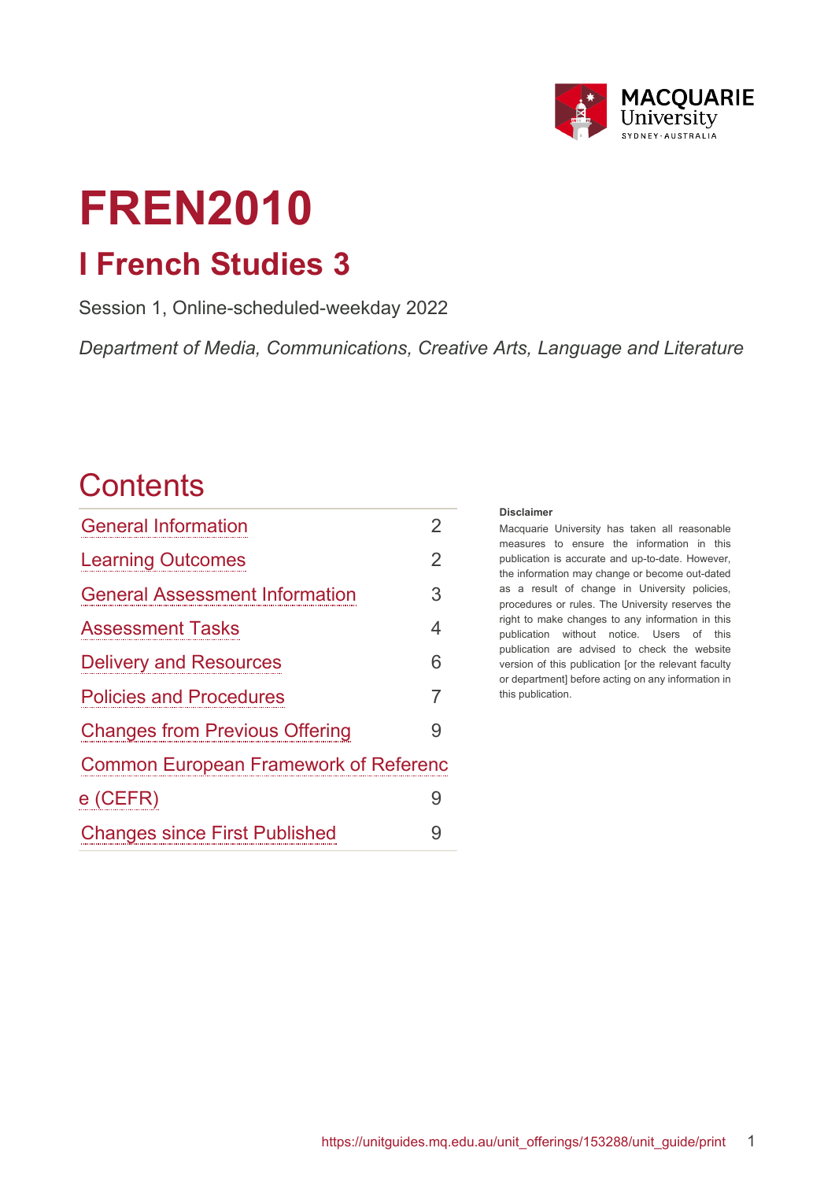# FREN2010

## I French Studies 3

Session 1, Online-scheduled-weekday 2022

*Department of Media, Communications, Creative Arts, Language and Literature*

## Contents

| | |
|---|---|
| General Information | 2 |
| Learning Outcomes | 2 |
| General Assessment Information | 3 |
| Assessment Tasks | 4 |
| Delivery and Resources | 6 |
| Policies and Procedures | 7 |
| Changes from Previous Offering | 9 |
| Common European Framework of Reference (CEFR) | 9 |
| Changes since First Published | 9 |

**Disclaimer**

Macquarie University has taken all reasonable measures to ensure the information in this publication is accurate and up-to-date. However, the information may change or become out-dated as a result of change in University policies, procedures or rules. The University reserves the right to make changes to any information in this publication without notice. Users of this publication are advised to check the website version of this publication [or the relevant faculty or department] before acting on any information in this publication.

https://unitguides.mq.edu.au/unit_offerings/153288/unit_guide/print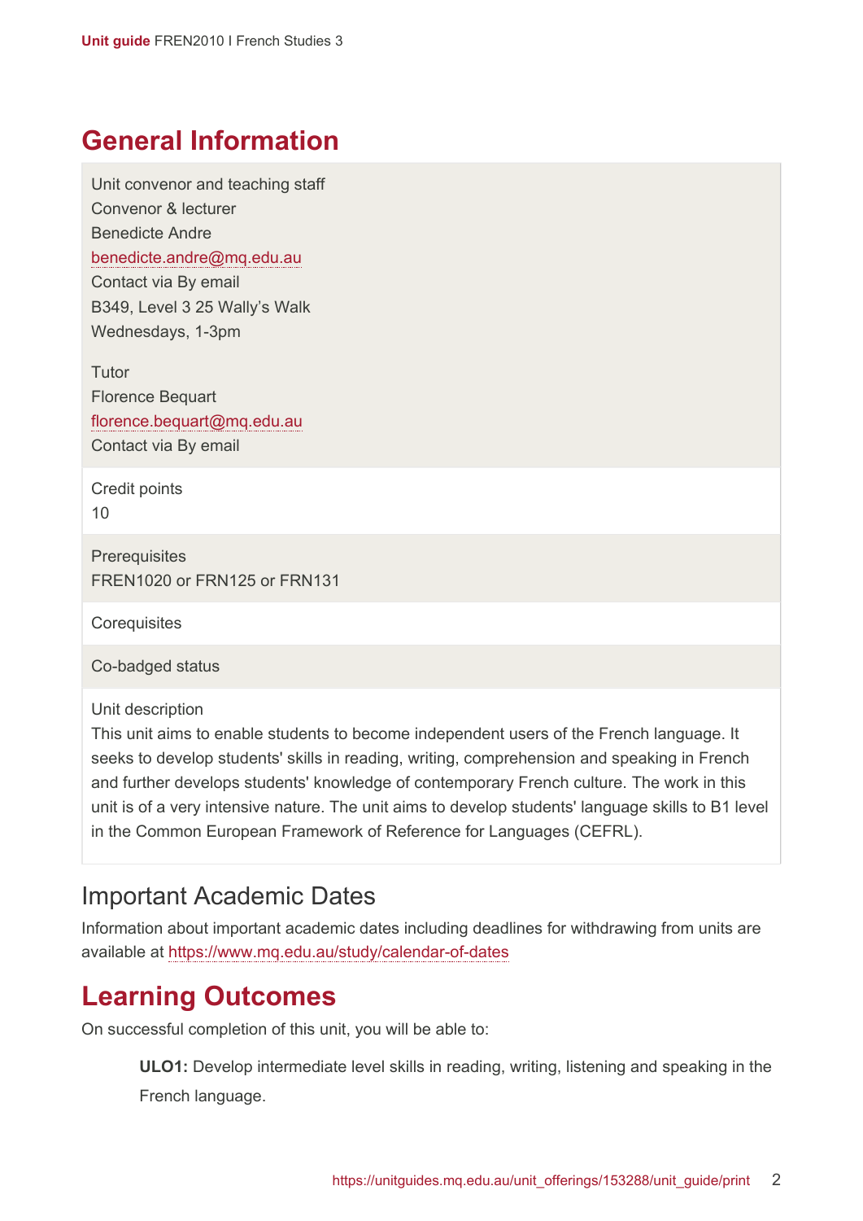## General Information

Unit convenor and teaching staff
Convenor & lecturer
Benedicte Andre
benedicte.andre@mq.edu.au
Contact via By email
B349, Level 3 25 Wally's Walk
Wednesdays, 1-3pm

Tutor
Florence Bequart
florence.bequart@mq.edu.au
Contact via By email

Credit points
10

Prerequisites
FREN1020 or FRN125 or FRN131

Corequisites

Co-badged status

Unit description
This unit aims to enable students to become independent users of the French language. It seeks to develop students' skills in reading, writing, comprehension and speaking in French and further develops students' knowledge of contemporary French culture. The work in this unit is of a very intensive nature. The unit aims to develop students' language skills to B1 level in the Common European Framework of Reference for Languages (CEFRL).

### Important Academic Dates

Information about important academic dates including deadlines for withdrawing from units are available at https://www.mq.edu.au/study/calendar-of-dates

## Learning Outcomes

On successful completion of this unit, you will be able to:

**ULO1:** Develop intermediate level skills in reading, writing, listening and speaking in the French language.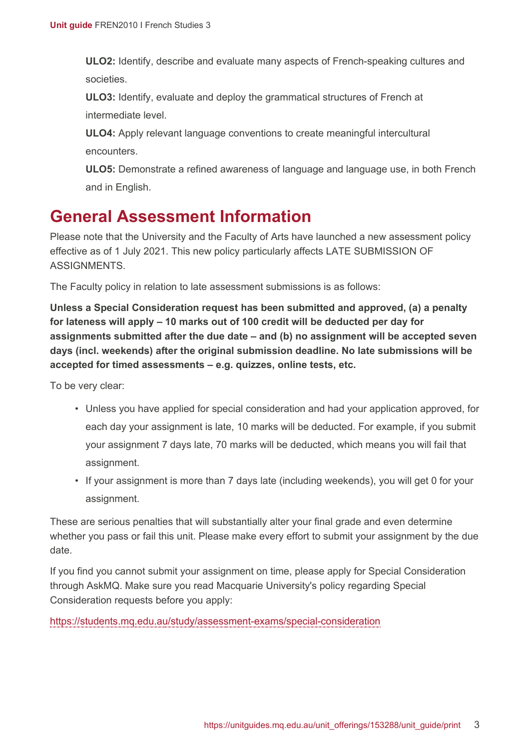**ULO2:** Identify, describe and evaluate many aspects of French-speaking cultures and societies.

**ULO3:** Identify, evaluate and deploy the grammatical structures of French at intermediate level.

**ULO4:** Apply relevant language conventions to create meaningful intercultural encounters.

**ULO5:** Demonstrate a refined awareness of language and language use, in both French and in English.

# General Assessment Information

Please note that the University and the Faculty of Arts have launched a new assessment policy effective as of 1 July 2021. This new policy particularly affects LATE SUBMISSION OF ASSIGNMENTS.

The Faculty policy in relation to late assessment submissions is as follows:

**Unless a Special Consideration request has been submitted and approved, (a) a penalty for lateness will apply – 10 marks out of 100 credit will be deducted per day for assignments submitted after the due date – and (b) no assignment will be accepted seven days (incl. weekends) after the original submission deadline. No late submissions will be accepted for timed assessments – e.g. quizzes, online tests, etc.**

To be very clear:

- Unless you have applied for special consideration and had your application approved, for each day your assignment is late, 10 marks will be deducted. For example, if you submit your assignment 7 days late, 70 marks will be deducted, which means you will fail that assignment.
- If your assignment is more than 7 days late (including weekends), you will get 0 for your assignment.

These are serious penalties that will substantially alter your final grade and even determine whether you pass or fail this unit. Please make every effort to submit your assignment by the due date.

If you find you cannot submit your assignment on time, please apply for Special Consideration through AskMQ. Make sure you read Macquarie University's policy regarding Special Consideration requests before you apply:

https://students.mq.edu.au/study/assessment-exams/special-consideration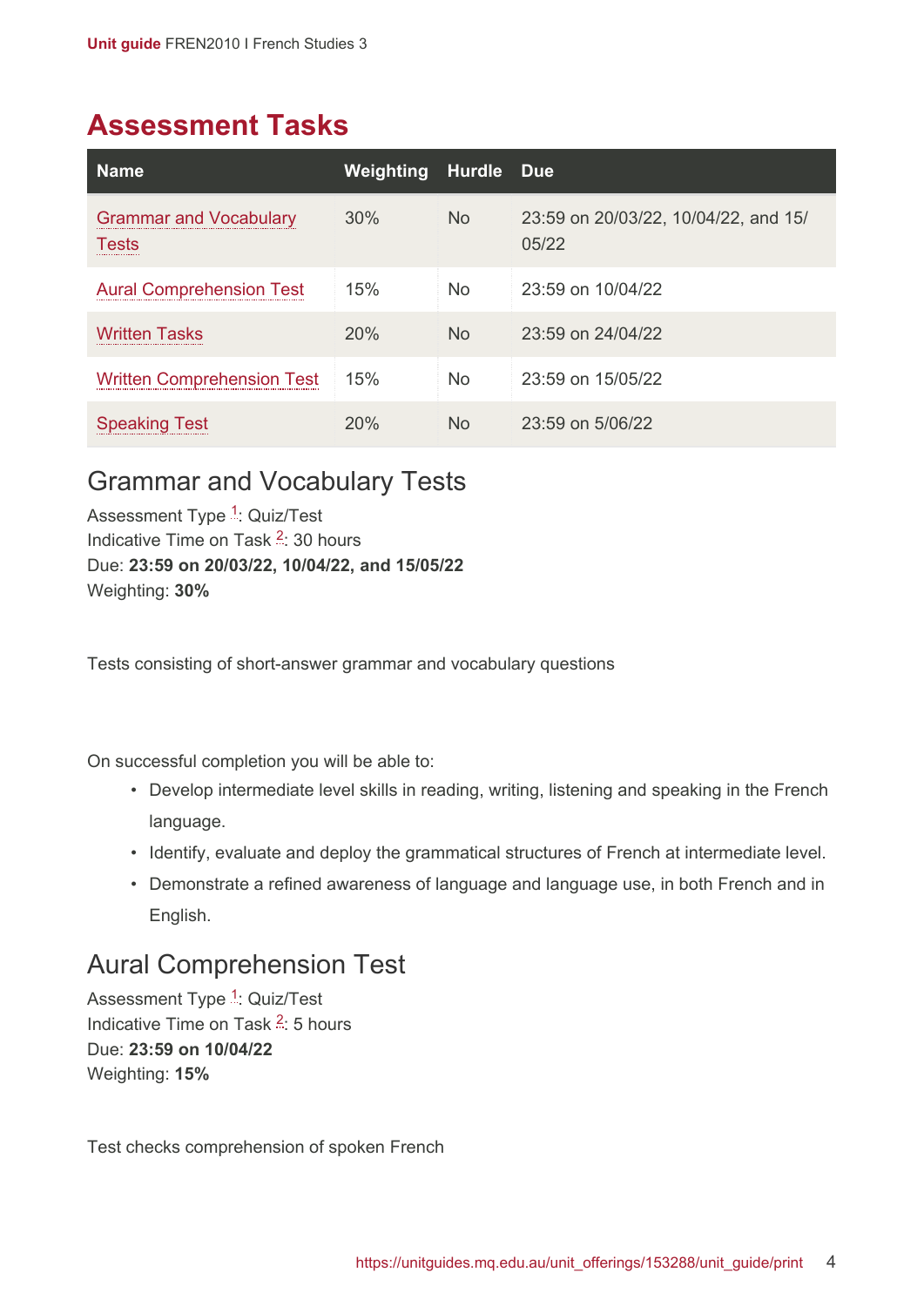## Assessment Tasks

| Name | Weighting | Hurdle | Due |
|---|---|---|---|
| Grammar and Vocabulary Tests | 30% | No | 23:59 on 20/03/22, 10/04/22, and 15/05/22 |
| Aural Comprehension Test | 15% | No | 23:59 on 10/04/22 |
| Written Tasks | 20% | No | 23:59 on 24/04/22 |
| Written Comprehension Test | 15% | No | 23:59 on 15/05/22 |
| Speaking Test | 20% | No | 23:59 on 5/06/22 |

### Grammar and Vocabulary Tests

Assessment Type [1]: Quiz/Test
Indicative Time on Task [2]: 30 hours
Due: **23:59 on 20/03/22, 10/04/22, and 15/05/22**
Weighting: **30%**

Tests consisting of short-answer grammar and vocabulary questions

On successful completion you will be able to:

- Develop intermediate level skills in reading, writing, listening and speaking in the French language.
- Identify, evaluate and deploy the grammatical structures of French at intermediate level.
- Demonstrate a refined awareness of language and language use, in both French and in English.

### Aural Comprehension Test

Assessment Type [1]: Quiz/Test
Indicative Time on Task [2]: 5 hours
Due: **23:59 on 10/04/22**
Weighting: **15%**

Test checks comprehension of spoken French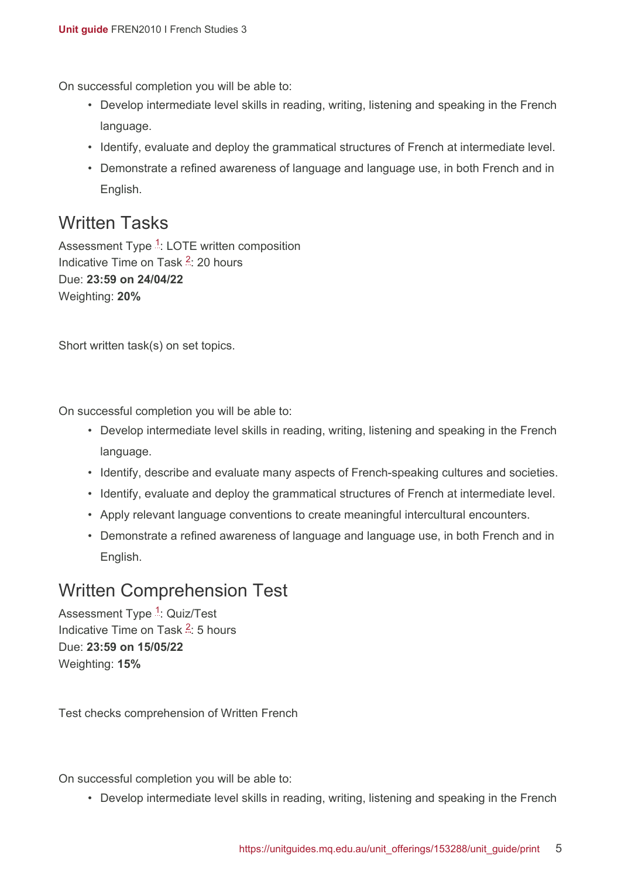On successful completion you will be able to:

- Develop intermediate level skills in reading, writing, listening and speaking in the French language.
- Identify, evaluate and deploy the grammatical structures of French at intermediate level.
- Demonstrate a refined awareness of language and language use, in both French and in English.

## Written Tasks

Assessment Type [1]: LOTE written composition
Indicative Time on Task [2]: 20 hours
Due: **23:59 on 24/04/22**
Weighting: **20%**

Short written task(s) on set topics.

On successful completion you will be able to:

- Develop intermediate level skills in reading, writing, listening and speaking in the French language.
- Identify, describe and evaluate many aspects of French-speaking cultures and societies.
- Identify, evaluate and deploy the grammatical structures of French at intermediate level.
- Apply relevant language conventions to create meaningful intercultural encounters.
- Demonstrate a refined awareness of language and language use, in both French and in English.

## Written Comprehension Test

Assessment Type [1]: Quiz/Test
Indicative Time on Task [2]: 5 hours
Due: **23:59 on 15/05/22**
Weighting: **15%**

Test checks comprehension of Written French

On successful completion you will be able to:

- Develop intermediate level skills in reading, writing, listening and speaking in the French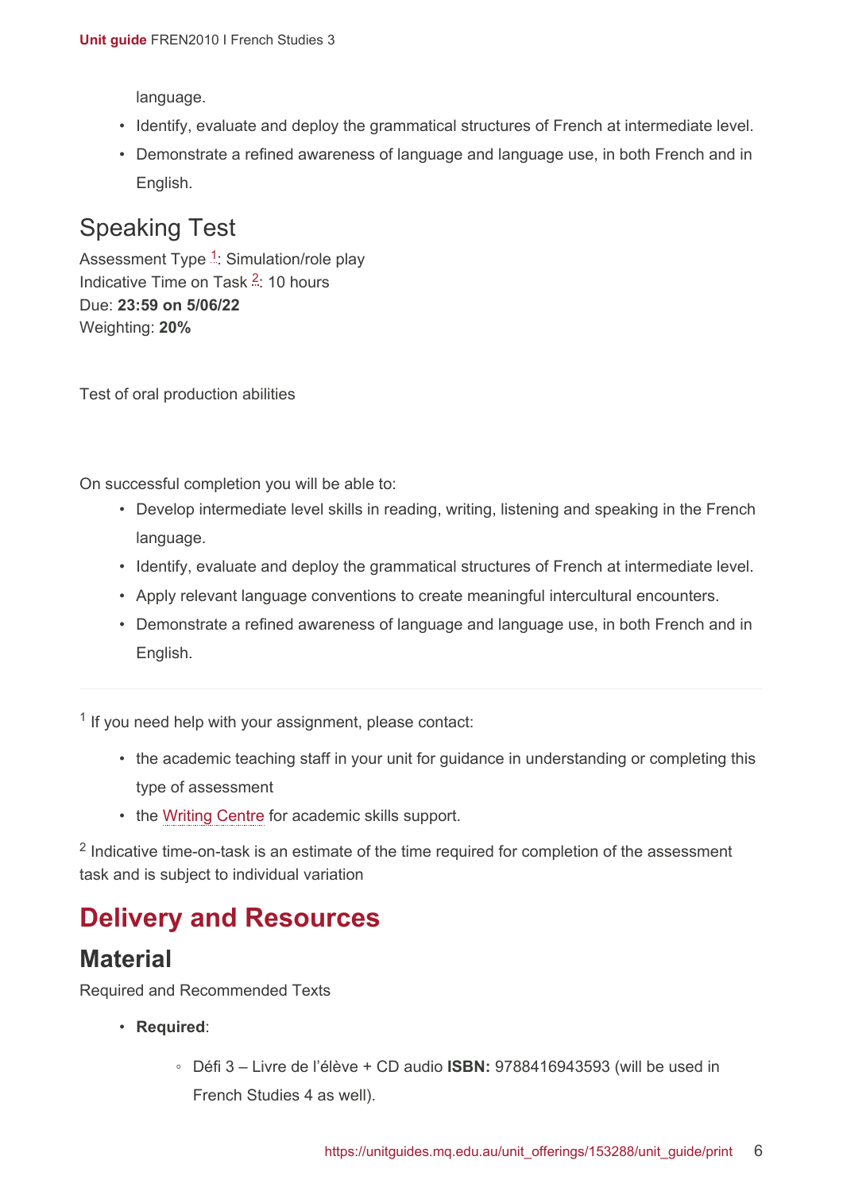language.

- Identify, evaluate and deploy the grammatical structures of French at intermediate level.
- Demonstrate a refined awareness of language and language use, in both French and in English.

## Speaking Test

Assessment Type [1]: Simulation/role play
Indicative Time on Task [2]: 10 hours
Due: **23:59 on 5/06/22**
Weighting: **20%**

Test of oral production abilities

On successful completion you will be able to:

- Develop intermediate level skills in reading, writing, listening and speaking in the French language.
- Identify, evaluate and deploy the grammatical structures of French at intermediate level.
- Apply relevant language conventions to create meaningful intercultural encounters.
- Demonstrate a refined awareness of language and language use, in both French and in English.

---

[1] If you need help with your assignment, please contact:

- the academic teaching staff in your unit for guidance in understanding or completing this type of assessment
- the Writing Centre for academic skills support.

[2] Indicative time-on-task is an estimate of the time required for completion of the assessment task and is subject to individual variation

# Delivery and Resources

## Material

Required and Recommended Texts

- **Required**:
  - Défi 3 – Livre de l'élève + CD audio **ISBN:** 9788416943593 (will be used in French Studies 4 as well).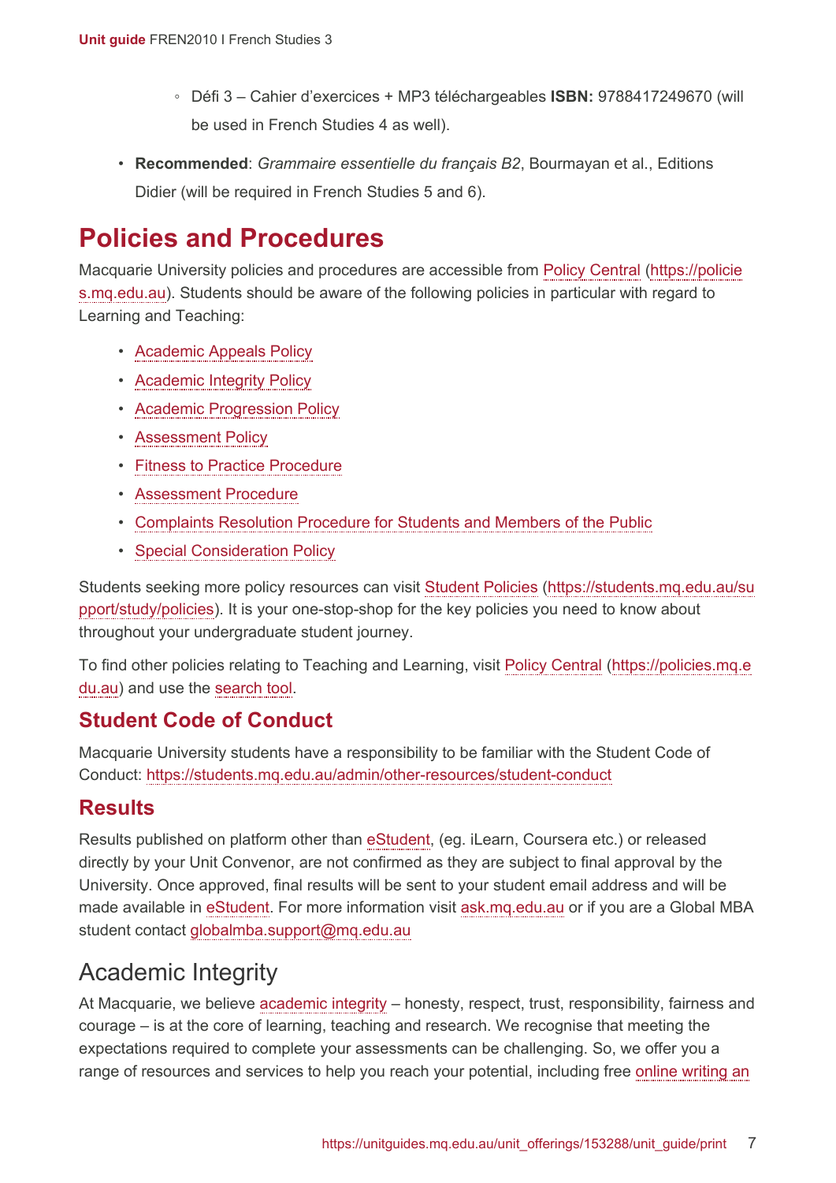- Défi 3 – Cahier d'exercices + MP3 téléchargeables **ISBN:** 9788417249670 (will be used in French Studies 4 as well).
- **Recommended**: *Grammaire essentielle du français B2*, Bourmayan et al., Editions Didier (will be required in French Studies 5 and 6).

# Policies and Procedures

Macquarie University policies and procedures are accessible from Policy Central (https://policies.mq.edu.au). Students should be aware of the following policies in particular with regard to Learning and Teaching:

- Academic Appeals Policy
- Academic Integrity Policy
- Academic Progression Policy
- Assessment Policy
- Fitness to Practice Procedure
- Assessment Procedure
- Complaints Resolution Procedure for Students and Members of the Public
- Special Consideration Policy

Students seeking more policy resources can visit Student Policies (https://students.mq.edu.au/support/study/policies). It is your one-stop-shop for the key policies you need to know about throughout your undergraduate student journey.

To find other policies relating to Teaching and Learning, visit Policy Central (https://policies.mq.edu.au) and use the search tool.

## Student Code of Conduct

Macquarie University students have a responsibility to be familiar with the Student Code of Conduct: https://students.mq.edu.au/admin/other-resources/student-conduct

## Results

Results published on platform other than eStudent, (eg. iLearn, Coursera etc.) or released directly by your Unit Convenor, are not confirmed as they are subject to final approval by the University. Once approved, final results will be sent to your student email address and will be made available in eStudent. For more information visit ask.mq.edu.au or if you are a Global MBA student contact globalmba.support@mq.edu.au

## Academic Integrity

At Macquarie, we believe academic integrity – honesty, respect, trust, responsibility, fairness and courage – is at the core of learning, teaching and research. We recognise that meeting the expectations required to complete your assessments can be challenging. So, we offer you a range of resources and services to help you reach your potential, including free online writing an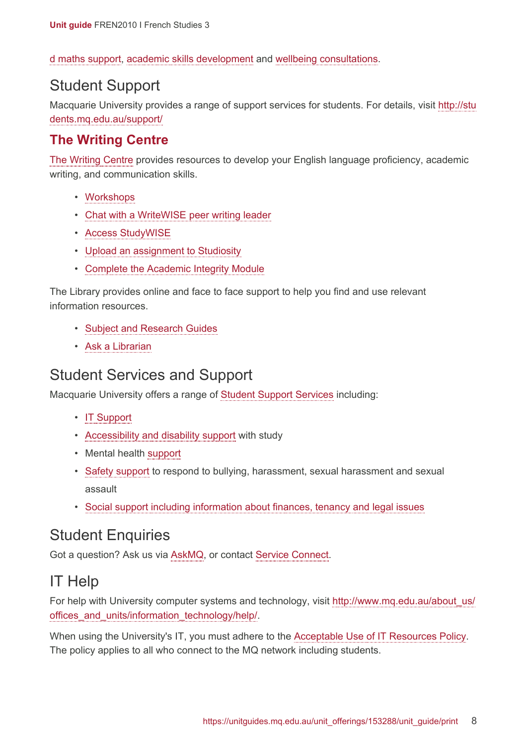d maths support, academic skills development and wellbeing consultations.

## Student Support

Macquarie University provides a range of support services for students. For details, visit http://students.mq.edu.au/support/

### The Writing Centre

The Writing Centre provides resources to develop your English language proficiency, academic writing, and communication skills.

- Workshops
- Chat with a WriteWISE peer writing leader
- Access StudyWISE
- Upload an assignment to Studiosity
- Complete the Academic Integrity Module

The Library provides online and face to face support to help you find and use relevant information resources.

- Subject and Research Guides
- Ask a Librarian

## Student Services and Support

Macquarie University offers a range of Student Support Services including:

- IT Support
- Accessibility and disability support with study
- Mental health support
- Safety support to respond to bullying, harassment, sexual harassment and sexual assault
- Social support including information about finances, tenancy and legal issues

## Student Enquiries

Got a question? Ask us via AskMQ, or contact Service Connect.

## IT Help

For help with University computer systems and technology, visit http://www.mq.edu.au/about_us/offices_and_units/information_technology/help/.

When using the University's IT, you must adhere to the Acceptable Use of IT Resources Policy. The policy applies to all who connect to the MQ network including students.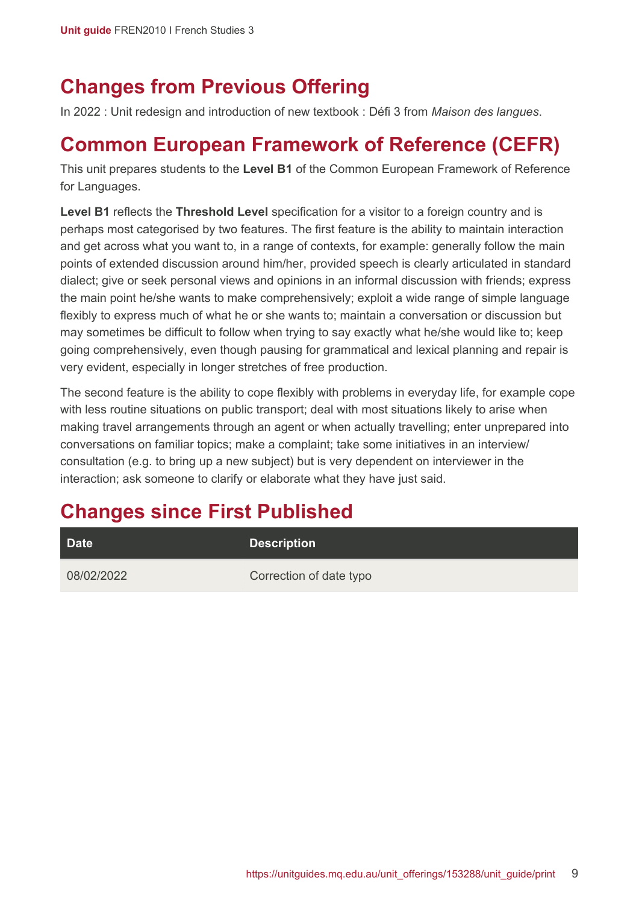## Changes from Previous Offering

In 2022 : Unit redesign and introduction of new textbook : Défi 3 from *Maison des langues*.

## Common European Framework of Reference (CEFR)

This unit prepares students to the **Level B1** of the Common European Framework of Reference for Languages.

**Level B1** reflects the **Threshold Level** specification for a visitor to a foreign country and is perhaps most categorised by two features. The first feature is the ability to maintain interaction and get across what you want to, in a range of contexts, for example: generally follow the main points of extended discussion around him/her, provided speech is clearly articulated in standard dialect; give or seek personal views and opinions in an informal discussion with friends; express the main point he/she wants to make comprehensively; exploit a wide range of simple language flexibly to express much of what he or she wants to; maintain a conversation or discussion but may sometimes be difficult to follow when trying to say exactly what he/she would like to; keep going comprehensively, even though pausing for grammatical and lexical planning and repair is very evident, especially in longer stretches of free production.

The second feature is the ability to cope flexibly with problems in everyday life, for example cope with less routine situations on public transport; deal with most situations likely to arise when making travel arrangements through an agent or when actually travelling; enter unprepared into conversations on familiar topics; make a complaint; take some initiatives in an interview/ consultation (e.g. to bring up a new subject) but is very dependent on interviewer in the interaction; ask someone to clarify or elaborate what they have just said.

## Changes since First Published

| Date | Description |
| --- | --- |
| 08/02/2022 | Correction of date typo |